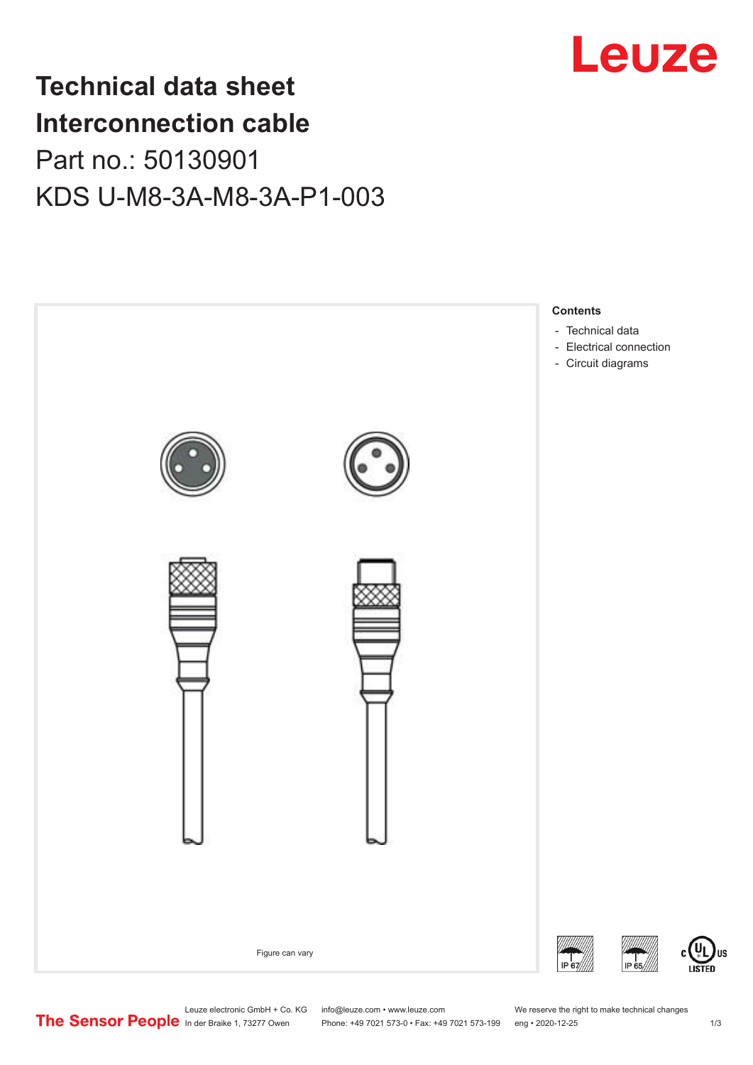# Technical data sheet

# Interconnection cable

Part no.: 50130901

KDS U-M8-3A-M8-3A-P1-003

Figure can vary

**Contents**

- Technical data
- Electrical connection
- Circuit diagrams

Leuze electronic GmbH + Co. KG
In der Braike 1, 73277 Owen

info@leuze.com • www.leuze.com
Phone: +49 7021 573-0 • Fax: +49 7021 573-199

We reserve the right to make technical changes
eng • 2020-12-25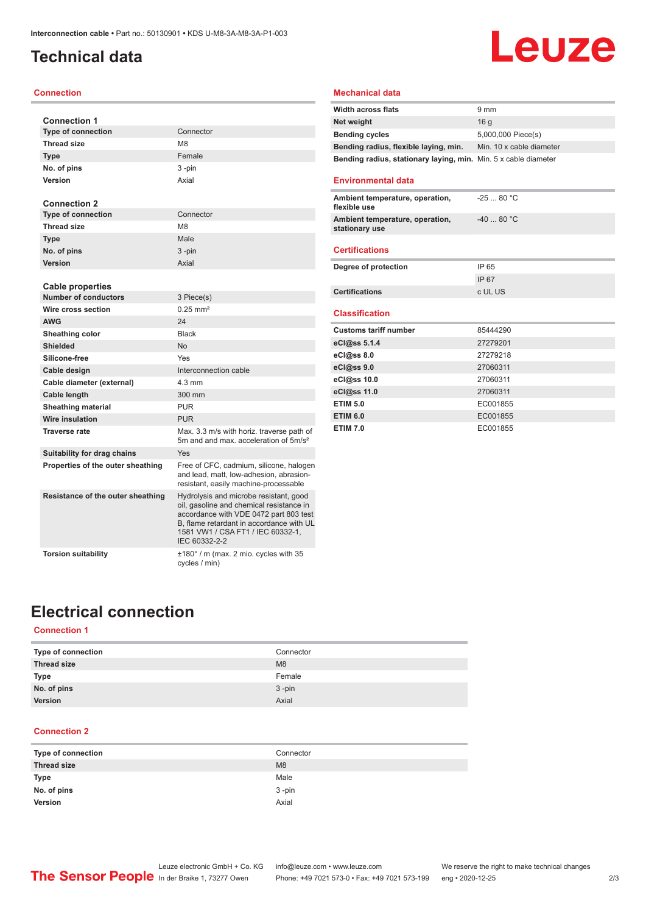# Technical data

## Connection

### Connection 1

| | |
|---|---|
| Type of connection | Connector |
| Thread size | M8 |
| Type | Female |
| No. of pins | 3 -pin |
| Version | Axial |

### Connection 2

| | |
|---|---|
| Type of connection | Connector |
| Thread size | M8 |
| Type | Male |
| No. of pins | 3 -pin |
| Version | Axial |

### Cable properties

| | |
|---|---|
| Number of conductors | 3 Piece(s) |
| Wire cross section | 0.25 mm² |
| AWG | 24 |
| Sheathing color | Black |
| Shielded | No |
| Silicone-free | Yes |
| Cable design | Interconnection cable |
| Cable diameter (external) | 4.3 mm |
| Cable length | 300 mm |
| Sheathing material | PUR |
| Wire insulation | PUR |
| Traverse rate | Max. 3.3 m/s with horiz. traverse path of 5m and and max. acceleration of 5m/s² |
| Suitability for drag chains | Yes |
| Properties of the outer sheathing | Free of CFC, cadmium, silicone, halogen and lead, matt, low-adhesion, abrasion-resistant, easily machine-processable |
| Resistance of the outer sheathing | Hydrolysis and microbe resistant, good oil, gasoline and chemical resistance in accordance with VDE 0472 part 803 test B, flame retardant in accordance with UL 1581 VW1 / CSA FT1 / IEC 60332-1, IEC 60332-2-2 |
| Torsion suitability | ±180° / m (max. 2 mio. cycles with 35 cycles / min) |

## Mechanical data

| | |
|---|---|
| Width across flats | 9 mm |
| Net weight | 16 g |
| Bending cycles | 5,000,000 Piece(s) |
| Bending radius, flexible laying, min. | Min. 10 x cable diameter |
| Bending radius, stationary laying, min. | Min. 5 x cable diameter |

## Environmental data

| | |
|---|---|
| Ambient temperature, operation, flexible use | -25 ... 80 °C |
| Ambient temperature, operation, stationary use | -40 ... 80 °C |

## Certifications

| | |
|---|---|
| Degree of protection | IP 65 |
| | IP 67 |
| Certifications | c UL US |

## Classification

| | |
|---|---|
| Customs tariff number | 85444290 |
| eCl@ss 5.1.4 | 27279201 |
| eCl@ss 8.0 | 27279218 |
| eCl@ss 9.0 | 27060311 |
| eCl@ss 10.0 | 27060311 |
| eCl@ss 11.0 | 27060311 |
| ETIM 5.0 | EC001855 |
| ETIM 6.0 | EC001855 |
| ETIM 7.0 | EC001855 |

# Electrical connection

## Connection 1

| | |
|---|---|
| Type of connection | Connector |
| Thread size | M8 |
| Type | Female |
| No. of pins | 3 -pin |
| Version | Axial |

## Connection 2

| | |
|---|---|
| Type of connection | Connector |
| Thread size | M8 |
| Type | Male |
| No. of pins | 3 -pin |
| Version | Axial |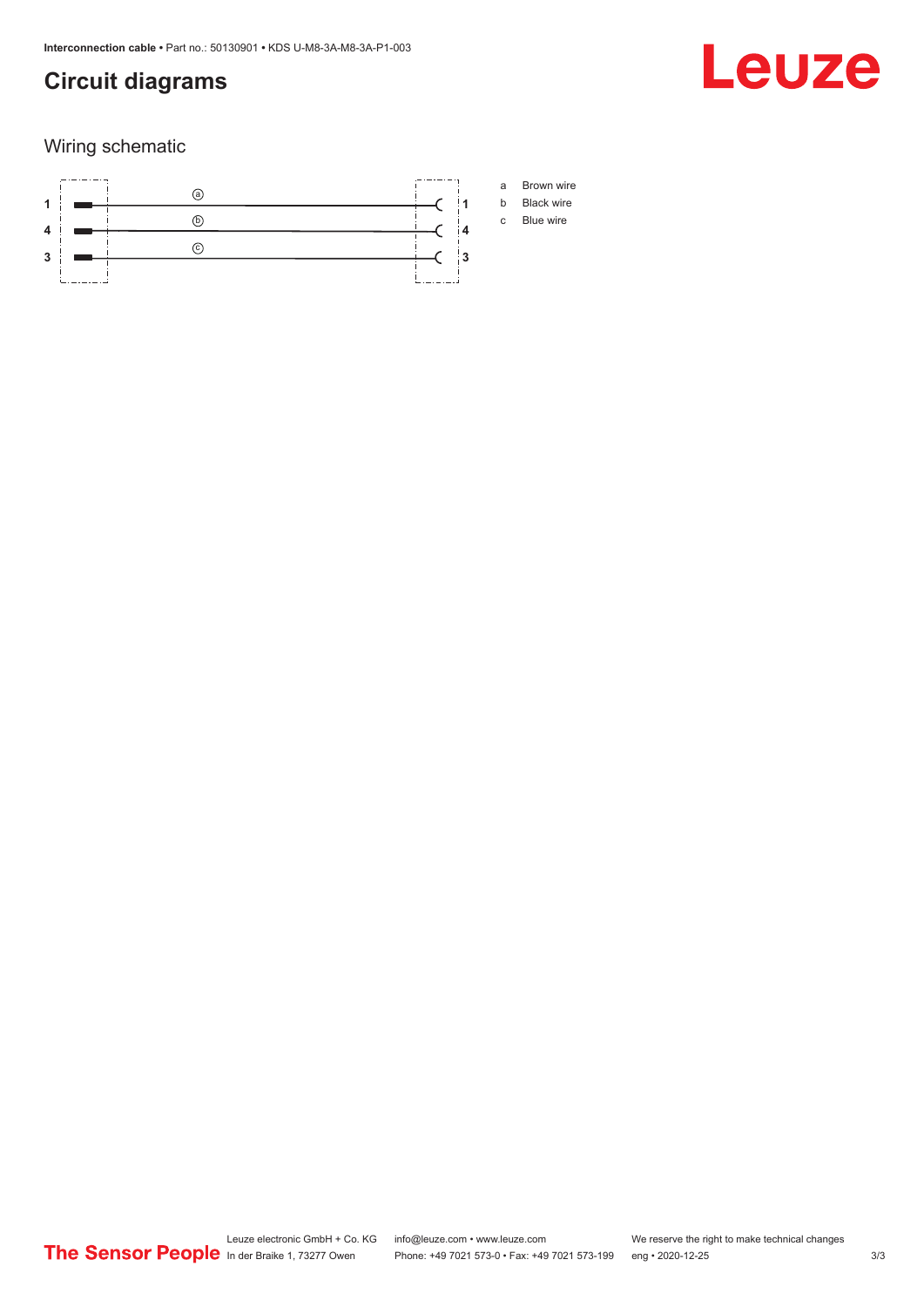## Circuit diagrams

### Wiring schematic

1
4
3

a
b
c

1
4
3

a Brown wire
b Black wire
c Blue wire